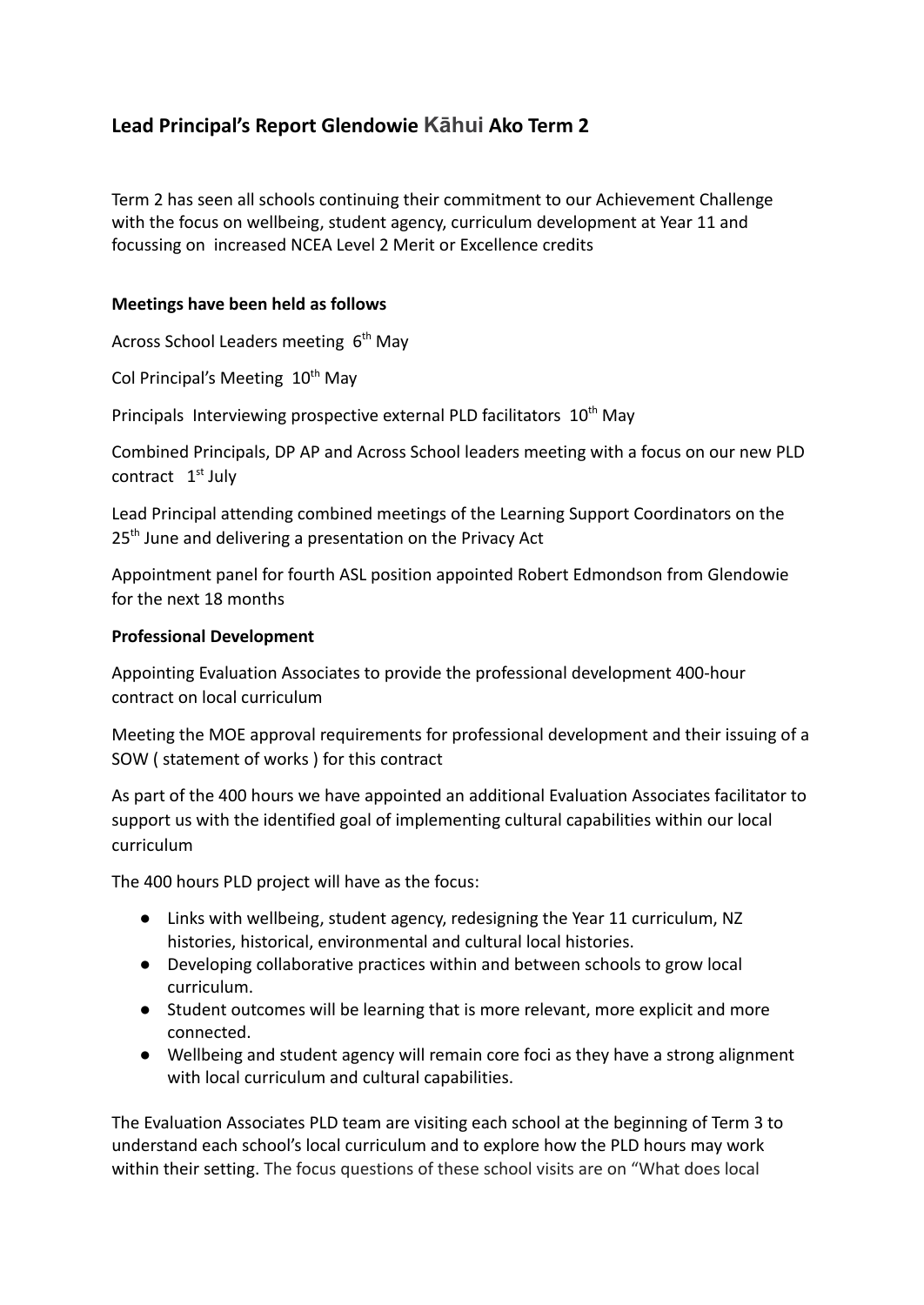## Lead Principal's Report Glendowie Kāhui Ako Term 2

Term 2 has seen all schools continuing their commitment to our Achievement Challenge with the focus on wellbeing, student agency, curriculum development at Year 11 and focussing on increased NCEA Level 2 Merit or Excellence credits

**Meetings have been held as follows**

Across School Leaders meeting 6th May

Col Principal's Meeting 10th May

Principals Interviewing prospective external PLD facilitators 10th May

Combined Principals, DP AP and Across School leaders meeting with a focus on our new PLD contract 1st July

Lead Principal attending combined meetings of the Learning Support Coordinators on the 25th June and delivering a presentation on the Privacy Act

Appointment panel for fourth ASL position appointed Robert Edmondson from Glendowie for the next 18 months

**Professional Development**

Appointing Evaluation Associates to provide the professional development 400-hour contract on local curriculum

Meeting the MOE approval requirements for professional development and their issuing of a SOW ( statement of works ) for this contract

As part of the 400 hours we have appointed an additional Evaluation Associates facilitator to support us with the identified goal of implementing cultural capabilities within our local curriculum

The 400 hours PLD project will have as the focus:

- Links with wellbeing, student agency, redesigning the Year 11 curriculum, NZ histories, historical, environmental and cultural local histories.
- Developing collaborative practices within and between schools to grow local curriculum.
- Student outcomes will be learning that is more relevant, more explicit and more connected.
- Wellbeing and student agency will remain core foci as they have a strong alignment with local curriculum and cultural capabilities.

The Evaluation Associates PLD team are visiting each school at the beginning of Term 3 to understand each school's local curriculum and to explore how the PLD hours may work within their setting. The focus questions of these school visits are on "What does local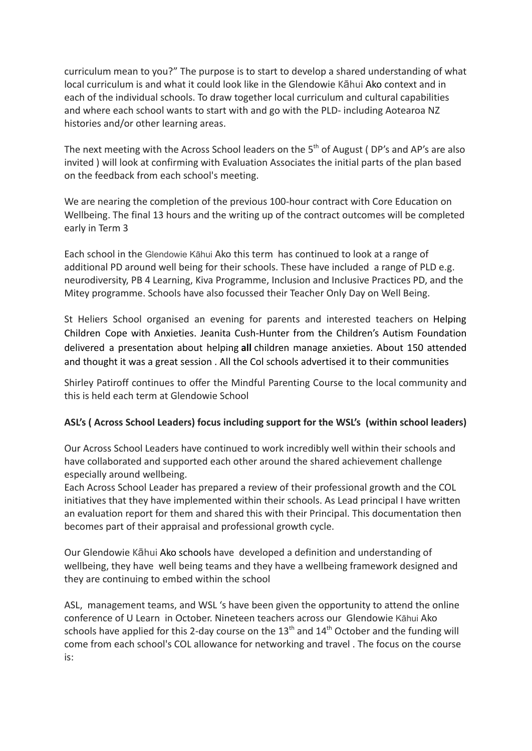curriculum mean to you?" The purpose is to start to develop a shared understanding of what local curriculum is and what it could look like in the Glendowie Kāhui Ako context and in each of the individual schools. To draw together local curriculum and cultural capabilities and where each school wants to start with and go with the PLD- including Aotearoa NZ histories and/or other learning areas.

The next meeting with the Across School leaders on the 5th of August ( DP's and AP's are also invited ) will look at confirming with Evaluation Associates the initial parts of the plan based on the feedback from each school's meeting.

We are nearing the completion of the previous 100-hour contract with Core Education on Wellbeing. The final 13 hours and the writing up of the contract outcomes will be completed early in Term 3

Each school in the Glendowie Kāhui Ako this term has continued to look at a range of additional PD around well being for their schools. These have included a range of PLD e.g. neurodiversity, PB 4 Learning, Kiva Programme, Inclusion and Inclusive Practices PD, and the Mitey programme. Schools have also focussed their Teacher Only Day on Well Being.

St Heliers School organised an evening for parents and interested teachers on Helping Children Cope with Anxieties. Jeanita Cush-Hunter from the Children's Autism Foundation delivered a presentation about helping **all** children manage anxieties. About 150 attended and thought it was a great session . All the Col schools advertised it to their communities

Shirley Patiroff continues to offer the Mindful Parenting Course to the local community and this is held each term at Glendowie School

**ASL's ( Across School Leaders) focus including support for the WSL's (within school leaders)**

Our Across School Leaders have continued to work incredibly well within their schools and have collaborated and supported each other around the shared achievement challenge especially around wellbeing.
Each Across School Leader has prepared a review of their professional growth and the COL initiatives that they have implemented within their schools. As Lead principal I have written an evaluation report for them and shared this with their Principal. This documentation then becomes part of their appraisal and professional growth cycle.

Our Glendowie Kāhui Ako schools have developed a definition and understanding of wellbeing, they have well being teams and they have a wellbeing framework designed and they are continuing to embed within the school

ASL, management teams, and WSL 's have been given the opportunity to attend the online conference of U Learn in October. Nineteen teachers across our Glendowie Kāhui Ako schools have applied for this 2-day course on the 13th and 14th October and the funding will come from each school's COL allowance for networking and travel . The focus on the course is: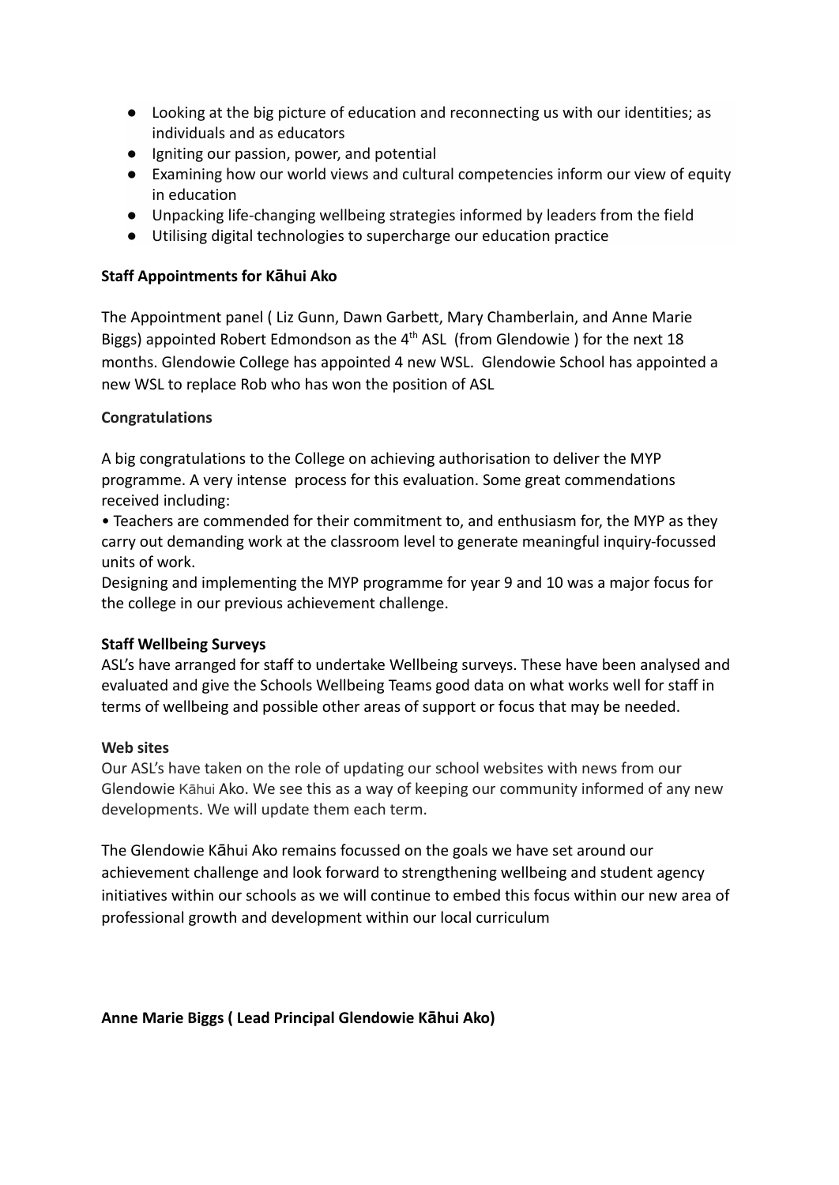- Looking at the big picture of education and reconnecting us with our identities; as individuals and as educators
- Igniting our passion, power, and potential
- Examining how our world views and cultural competencies inform our view of equity in education
- Unpacking life-changing wellbeing strategies informed by leaders from the field
- Utilising digital technologies to supercharge our education practice

**Staff Appointments for Kāhui Ako**

The Appointment panel ( Liz Gunn, Dawn Garbett, Mary Chamberlain, and Anne Marie Biggs) appointed Robert Edmondson as the 4th ASL (from Glendowie ) for the next 18 months. Glendowie College has appointed 4 new WSL. Glendowie School has appointed a new WSL to replace Rob who has won the position of ASL

**Congratulations**

A big congratulations to the College on achieving authorisation to deliver the MYP programme. A very intense process for this evaluation. Some great commendations received including:

• Teachers are commended for their commitment to, and enthusiasm for, the MYP as they carry out demanding work at the classroom level to generate meaningful inquiry-focussed units of work.

Designing and implementing the MYP programme for year 9 and 10 was a major focus for the college in our previous achievement challenge.

**Staff Wellbeing Surveys**

ASL's have arranged for staff to undertake Wellbeing surveys. These have been analysed and evaluated and give the Schools Wellbeing Teams good data on what works well for staff in terms of wellbeing and possible other areas of support or focus that may be needed.

**Web sites**

Our ASL's have taken on the role of updating our school websites with news from our Glendowie Kāhui Ako. We see this as a way of keeping our community informed of any new developments. We will update them each term.

The Glendowie Kāhui Ako remains focussed on the goals we have set around our achievement challenge and look forward to strengthening wellbeing and student agency initiatives within our schools as we will continue to embed this focus within our new area of professional growth and development within our local curriculum

**Anne Marie Biggs ( Lead Principal Glendowie Kāhui Ako)**